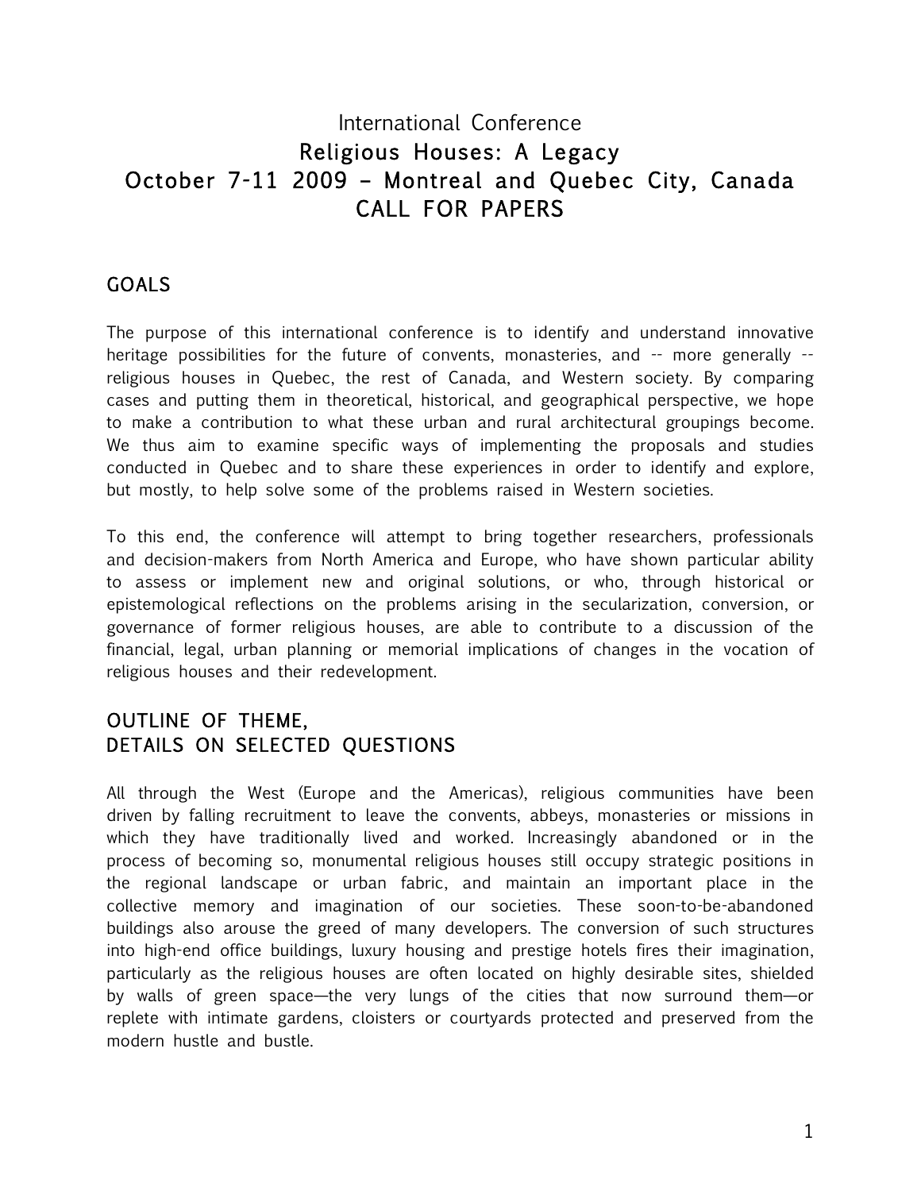# International Conference

# Religious Houses: A Legacy

# October 7-11 2009 – Montreal and Quebec City, Canada

# CALL FOR PAPERS

## GOALS

The purpose of this international conference is to identify and understand innovative heritage possibilities for the future of convents, monasteries, and -- more generally -- religious houses in Quebec, the rest of Canada, and Western society. By comparing cases and putting them in theoretical, historical, and geographical perspective, we hope to make a contribution to what these urban and rural architectural groupings become. We thus aim to examine specific ways of implementing the proposals and studies conducted in Quebec and to share these experiences in order to identify and explore, but mostly, to help solve some of the problems raised in Western societies.

To this end, the conference will attempt to bring together researchers, professionals and decision-makers from North America and Europe, who have shown particular ability to assess or implement new and original solutions, or who, through historical or epistemological reflections on the problems arising in the secularization, conversion, or governance of former religious houses, are able to contribute to a discussion of the financial, legal, urban planning or memorial implications of changes in the vocation of religious houses and their redevelopment.

## OUTLINE OF THEME, DETAILS ON SELECTED QUESTIONS

All through the West (Europe and the Americas), religious communities have been driven by falling recruitment to leave the convents, abbeys, monasteries or missions in which they have traditionally lived and worked. Increasingly abandoned or in the process of becoming so, monumental religious houses still occupy strategic positions in the regional landscape or urban fabric, and maintain an important place in the collective memory and imagination of our societies. These soon-to-be-abandoned buildings also arouse the greed of many developers. The conversion of such structures into high-end office buildings, luxury housing and prestige hotels fires their imagination, particularly as the religious houses are often located on highly desirable sites, shielded by walls of green space—the very lungs of the cities that now surround them—or replete with intimate gardens, cloisters or courtyards protected and preserved from the modern hustle and bustle.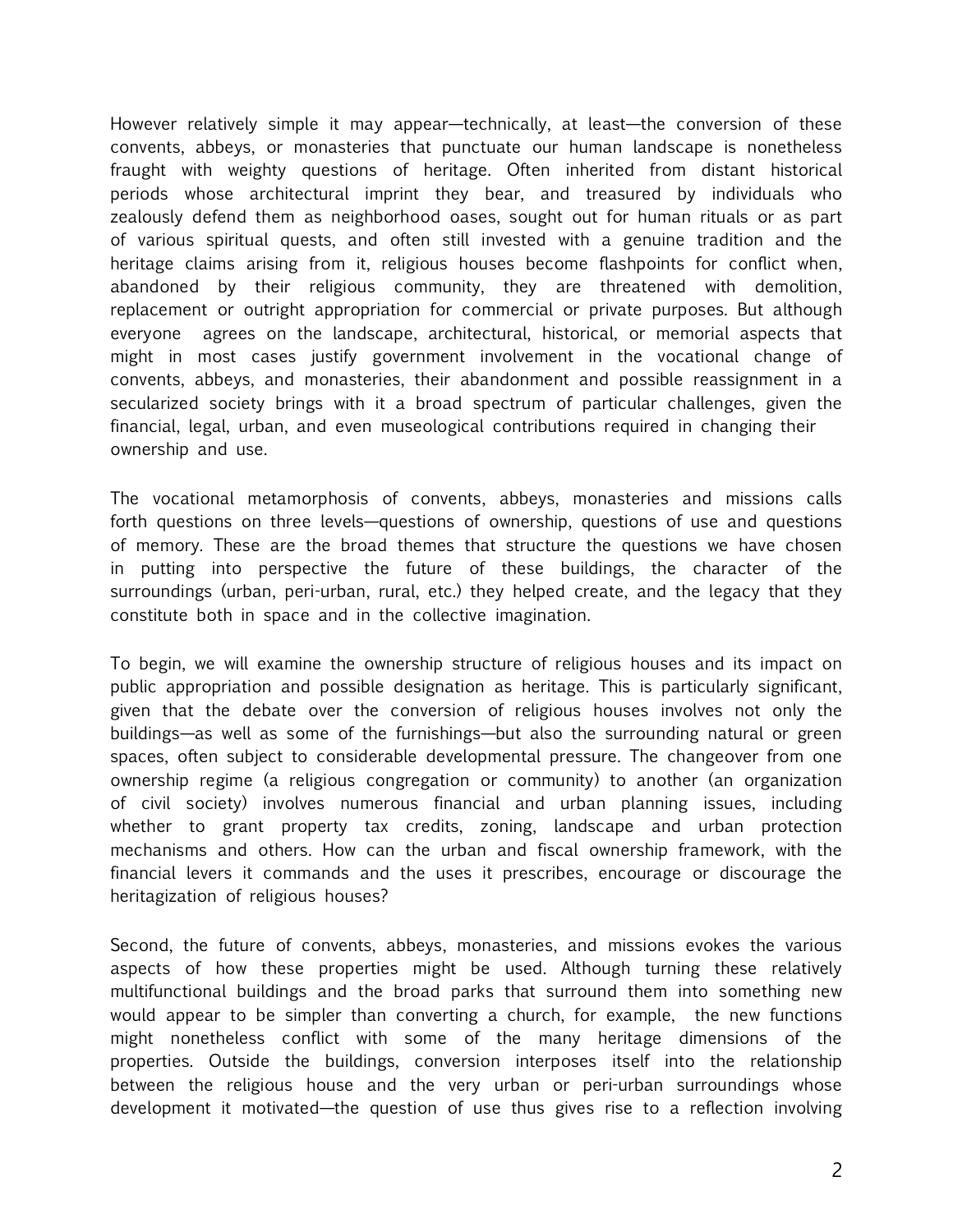However relatively simple it may appear—technically, at least—the conversion of these convents, abbeys, or monasteries that punctuate our human landscape is nonetheless fraught with weighty questions of heritage. Often inherited from distant historical periods whose architectural imprint they bear, and treasured by individuals who zealously defend them as neighborhood oases, sought out for human rituals or as part of various spiritual quests, and often still invested with a genuine tradition and the heritage claims arising from it, religious houses become flashpoints for conflict when, abandoned by their religious community, they are threatened with demolition, replacement or outright appropriation for commercial or private purposes. But although everyone agrees on the landscape, architectural, historical, or memorial aspects that might in most cases justify government involvement in the vocational change of convents, abbeys, and monasteries, their abandonment and possible reassignment in a secularized society brings with it a broad spectrum of particular challenges, given the financial, legal, urban, and even museological contributions required in changing their ownership and use.

The vocational metamorphosis of convents, abbeys, monasteries and missions calls forth questions on three levels—questions of ownership, questions of use and questions of memory. These are the broad themes that structure the questions we have chosen in putting into perspective the future of these buildings, the character of the surroundings (urban, peri-urban, rural, etc.) they helped create, and the legacy that they constitute both in space and in the collective imagination.

To begin, we will examine the ownership structure of religious houses and its impact on public appropriation and possible designation as heritage. This is particularly significant, given that the debate over the conversion of religious houses involves not only the buildings—as well as some of the furnishings—but also the surrounding natural or green spaces, often subject to considerable developmental pressure. The changeover from one ownership regime (a religious congregation or community) to another (an organization of civil society) involves numerous financial and urban planning issues, including whether to grant property tax credits, zoning, landscape and urban protection mechanisms and others. How can the urban and fiscal ownership framework, with the financial levers it commands and the uses it prescribes, encourage or discourage the heritagization of religious houses?

Second, the future of convents, abbeys, monasteries, and missions evokes the various aspects of how these properties might be used. Although turning these relatively multifunctional buildings and the broad parks that surround them into something new would appear to be simpler than converting a church, for example, the new functions might nonetheless conflict with some of the many heritage dimensions of the properties. Outside the buildings, conversion interposes itself into the relationship between the religious house and the very urban or peri-urban surroundings whose development it motivated—the question of use thus gives rise to a reflection involving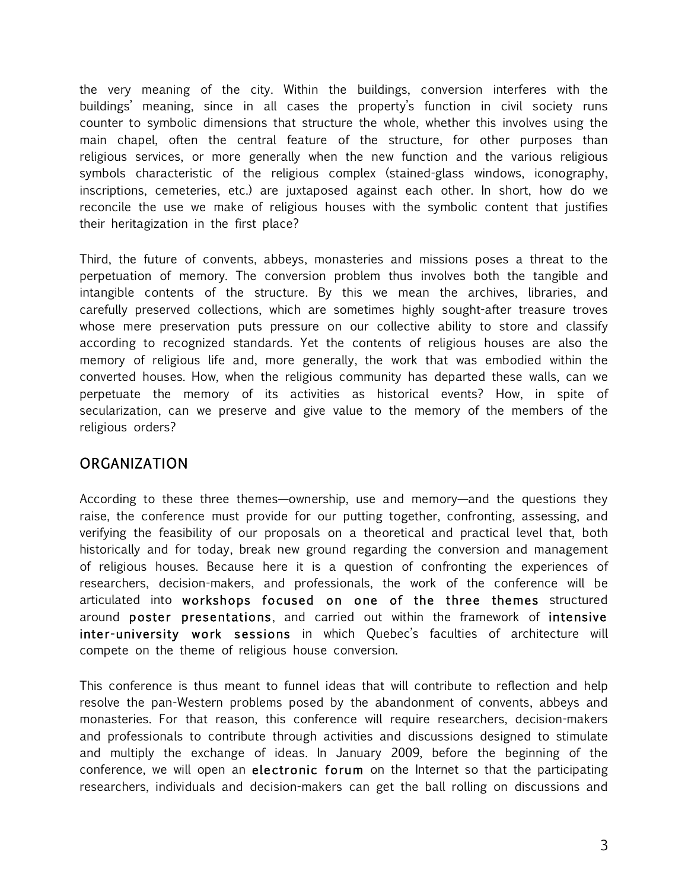the very meaning of the city. Within the buildings, conversion interferes with the buildings' meaning, since in all cases the property's function in civil society runs counter to symbolic dimensions that structure the whole, whether this involves using the main chapel, often the central feature of the structure, for other purposes than religious services, or more generally when the new function and the various religious symbols characteristic of the religious complex (stained-glass windows, iconography, inscriptions, cemeteries, etc.) are juxtaposed against each other. In short, how do we reconcile the use we make of religious houses with the symbolic content that justifies their heritagization in the first place?

Third, the future of convents, abbeys, monasteries and missions poses a threat to the perpetuation of memory. The conversion problem thus involves both the tangible and intangible contents of the structure. By this we mean the archives, libraries, and carefully preserved collections, which are sometimes highly sought-after treasure troves whose mere preservation puts pressure on our collective ability to store and classify according to recognized standards. Yet the contents of religious houses are also the memory of religious life and, more generally, the work that was embodied within the converted houses. How, when the religious community has departed these walls, can we perpetuate the memory of its activities as historical events? How, in spite of secularization, can we preserve and give value to the memory of the members of the religious orders?

## ORGANIZATION

According to these three themes—ownership, use and memory—and the questions they raise, the conference must provide for our putting together, confronting, assessing, and verifying the feasibility of our proposals on a theoretical and practical level that, both historically and for today, break new ground regarding the conversion and management of religious houses. Because here it is a question of confronting the experiences of researchers, decision-makers, and professionals, the work of the conference will be articulated into **workshops focused on one of the three themes** structured around **poster presentations**, and carried out within the framework of **intensive inter-university work sessions** in which Quebec's faculties of architecture will compete on the theme of religious house conversion.

This conference is thus meant to funnel ideas that will contribute to reflection and help resolve the pan-Western problems posed by the abandonment of convents, abbeys and monasteries. For that reason, this conference will require researchers, decision-makers and professionals to contribute through activities and discussions designed to stimulate and multiply the exchange of ideas. In January 2009, before the beginning of the conference, we will open an **electronic forum** on the Internet so that the participating researchers, individuals and decision-makers can get the ball rolling on discussions and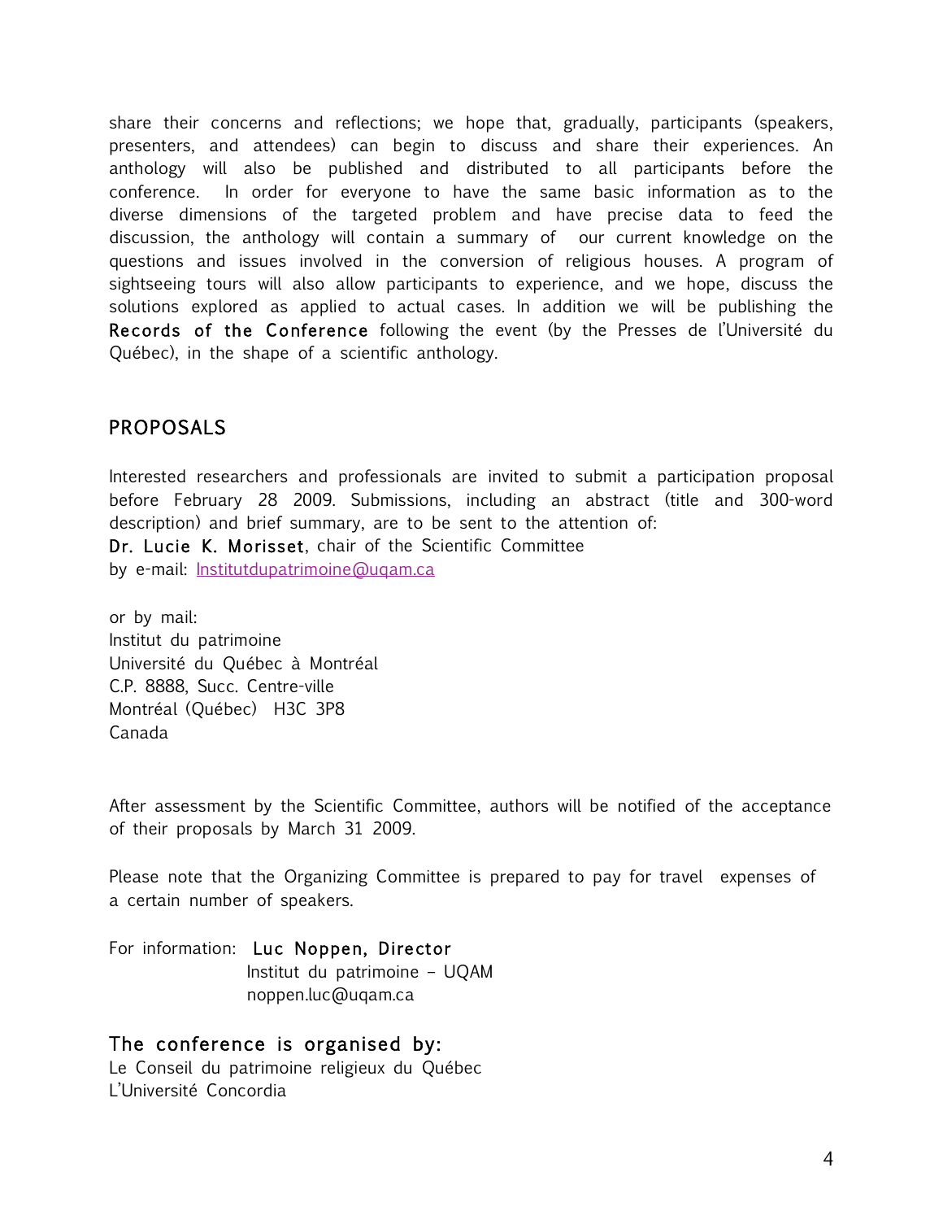share their concerns and reflections; we hope that, gradually, participants (speakers, presenters, and attendees) can begin to discuss and share their experiences. An anthology will also be published and distributed to all participants before the conference. In order for everyone to have the same basic information as to the diverse dimensions of the targeted problem and have precise data to feed the discussion, the anthology will contain a summary of our current knowledge on the questions and issues involved in the conversion of religious houses. A program of sightseeing tours will also allow participants to experience, and we hope, discuss the solutions explored as applied to actual cases. In addition we will be publishing the **Records of the Conference** following the event (by the Presses de l'Université du Québec), in the shape of a scientific anthology.

## PROPOSALS

Interested researchers and professionals are invited to submit a participation proposal before February 28 2009. Submissions, including an abstract (title and 300-word description) and brief summary, are to be sent to the attention of:
**Dr. Lucie K. Morisset**, chair of the Scientific Committee
by e-mail: Institutdupatrimoine@uqam.ca

or by mail:
Institut du patrimoine
Université du Québec à Montréal
C.P. 8888, Succ. Centre-ville
Montréal (Québec) H3C 3P8
Canada

After assessment by the Scientific Committee, authors will be notified of the acceptance of their proposals by March 31 2009.

Please note that the Organizing Committee is prepared to pay for travel expenses of a certain number of speakers.

For information: **Luc Noppen, Director**
Institut du patrimoine – UQAM
noppen.luc@uqam.ca

### The conference is organised by:

Le Conseil du patrimoine religieux du Québec
L'Université Concordia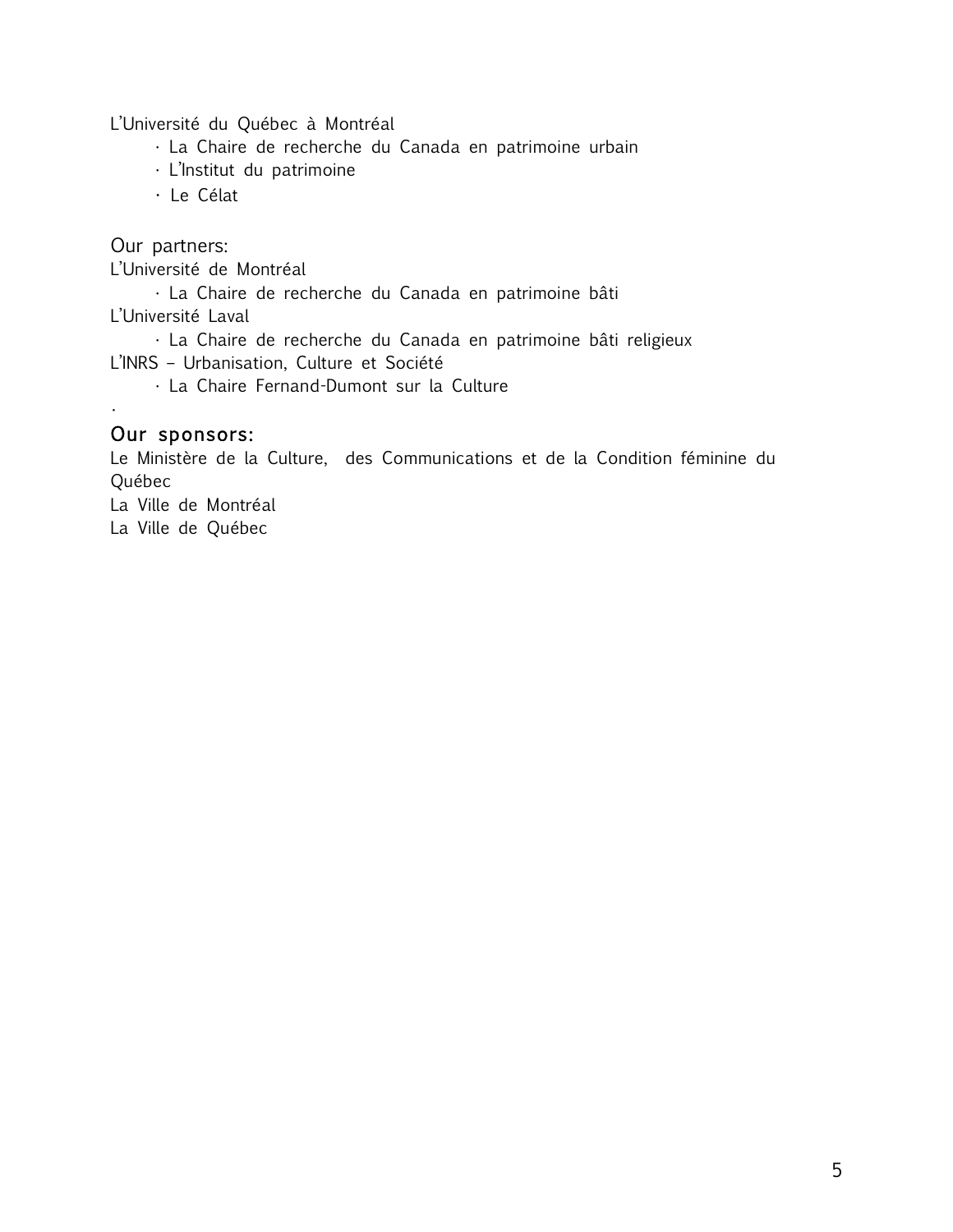L'Université du Québec à Montréal

- La Chaire de recherche du Canada en patrimoine urbain
- L'Institut du patrimoine
- Le Célat

Our partners:

L'Université de Montréal

- La Chaire de recherche du Canada en patrimoine bâti

L'Université Laval

- La Chaire de recherche du Canada en patrimoine bâti religieux

L'INRS – Urbanisation, Culture et Société

- La Chaire Fernand-Dumont sur la Culture

·

**Our sponsors:**

Le Ministère de la Culture, des Communications et de la Condition féminine du Québec

La Ville de Montréal

La Ville de Québec